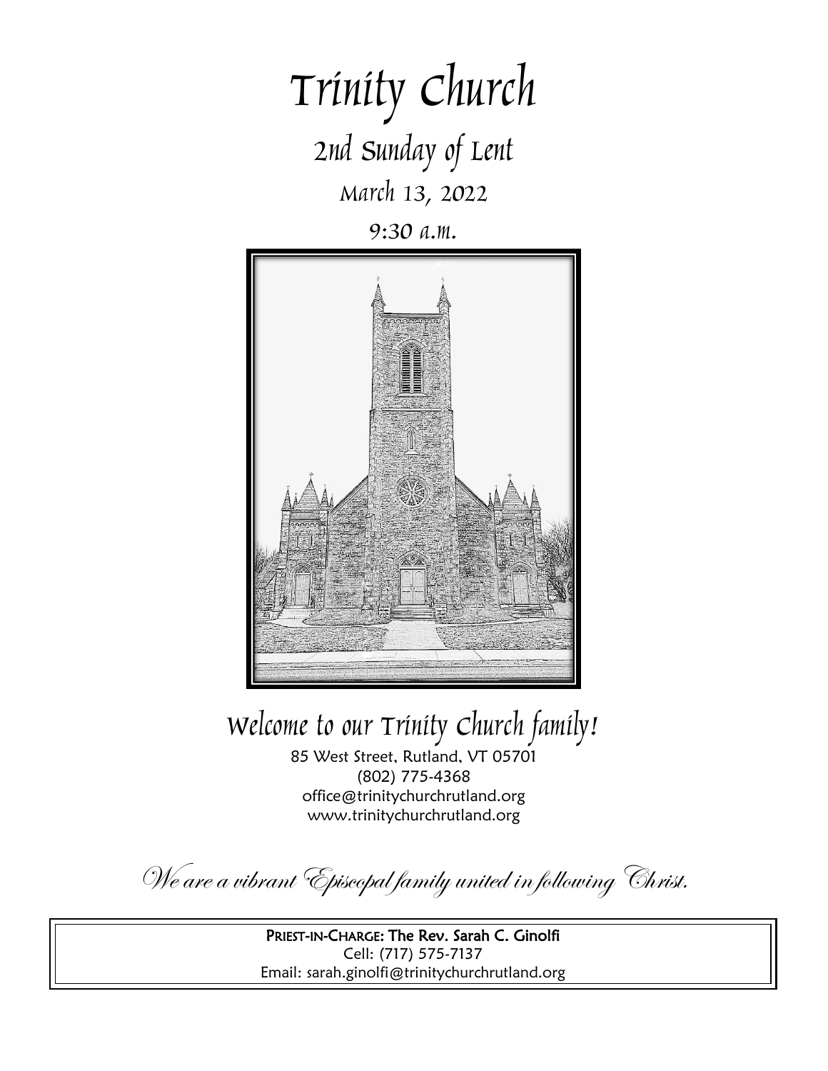# Trinity Church

## 2nd Sunday of Lent

March 13, 2022

9:30 a.m.

## Welcome to our Trinity Church family!

85 West Street, Rutland, VT 05701
(802) 775-4368
office@trinitychurchrutland.org
www.trinitychurchrutland.org

*We are a vibrant Episcopal family united in following Christ.*

**PRIEST-IN-CHARGE: The Rev. Sarah C. Ginolfi**
Cell: (717) 575-7137
Email: sarah.ginolfi@trinitychurchrutland.org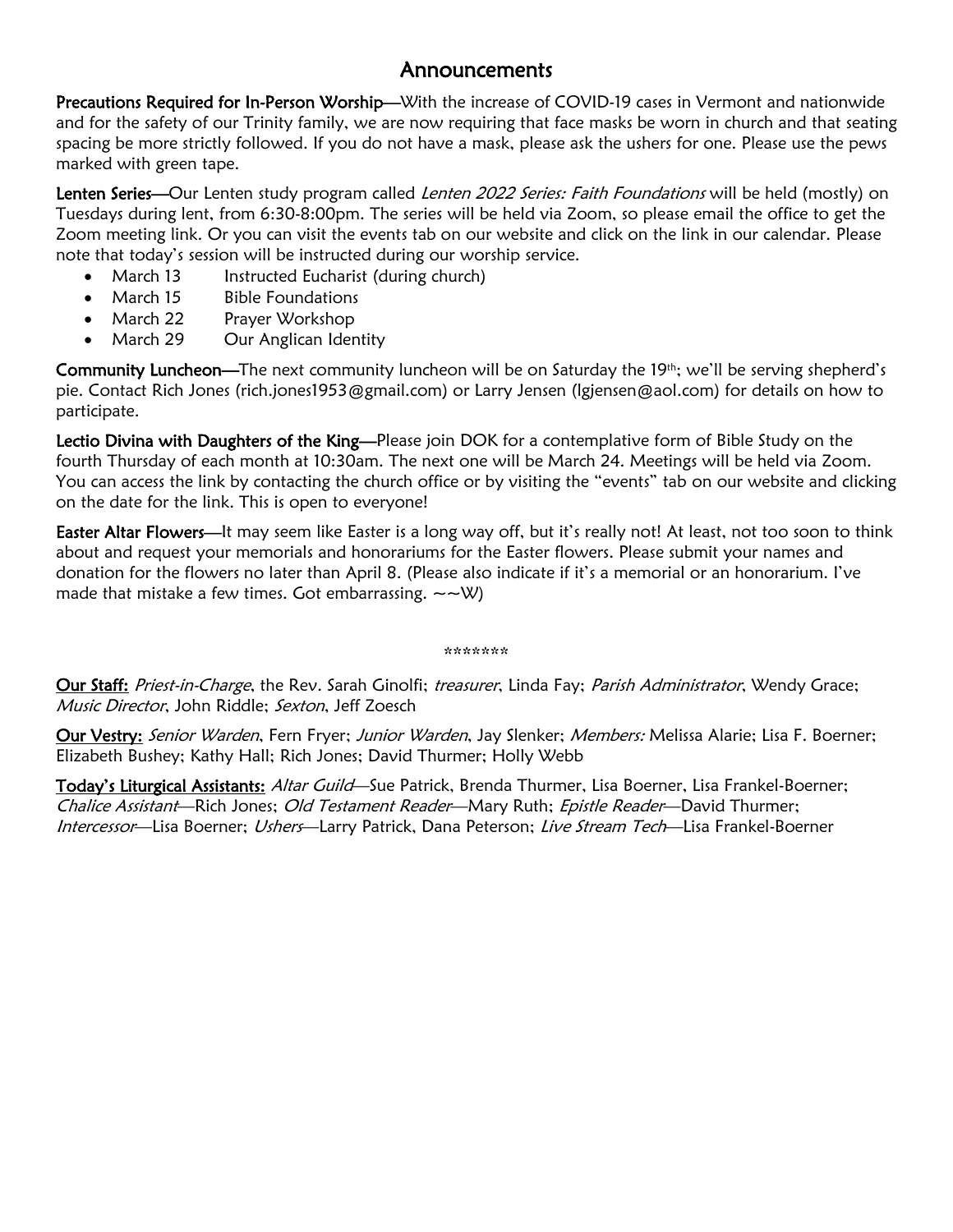# Announcements

**Precautions Required for In-Person Worship**—With the increase of COVID-19 cases in Vermont and nationwide and for the safety of our Trinity family, we are now requiring that face masks be worn in church and that seating spacing be more strictly followed. If you do not have a mask, please ask the ushers for one. Please use the pews marked with green tape.

**Lenten Series**—Our Lenten study program called *Lenten 2022 Series: Faith Foundations* will be held (mostly) on Tuesdays during lent, from 6:30-8:00pm. The series will be held via Zoom, so please email the office to get the Zoom meeting link. Or you can visit the events tab on our website and click on the link in our calendar. Please note that today's session will be instructed during our worship service.

- March 13 Instructed Eucharist (during church)
- March 15 Bible Foundations
- March 22 Prayer Workshop
- March 29 Our Anglican Identity

**Community Luncheon**—The next community luncheon will be on Saturday the 19th; we'll be serving shepherd's pie. Contact Rich Jones (rich.jones1953@gmail.com) or Larry Jensen (lgjensen@aol.com) for details on how to participate.

**Lectio Divina with Daughters of the King**—Please join DOK for a contemplative form of Bible Study on the fourth Thursday of each month at 10:30am. The next one will be March 24. Meetings will be held via Zoom. You can access the link by contacting the church office or by visiting the "events" tab on our website and clicking on the date for the link. This is open to everyone!

**Easter Altar Flowers**—It may seem like Easter is a long way off, but it's really not! At least, not too soon to think about and request your memorials and honorariums for the Easter flowers. Please submit your names and donation for the flowers no later than April 8. (Please also indicate if it's a memorial or an honorarium. I've made that mistake a few times. Got embarrassing. ~~W)

*******

**Our Staff:** *Priest-in-Charge*, the Rev. Sarah Ginolfi; *treasurer*, Linda Fay; *Parish Administrator*, Wendy Grace; *Music Director*, John Riddle; *Sexton*, Jeff Zoesch

**Our Vestry:** *Senior Warden*, Fern Fryer; *Junior Warden*, Jay Slenker; *Members:* Melissa Alarie; Lisa F. Boerner; Elizabeth Bushey; Kathy Hall; Rich Jones; David Thurmer; Holly Webb

**Today's Liturgical Assistants:** *Altar Guild*—Sue Patrick, Brenda Thurmer, Lisa Boerner, Lisa Frankel-Boerner; *Chalice Assistant*—Rich Jones; *Old Testament Reader*—Mary Ruth; *Epistle Reader*—David Thurmer; *Intercessor*—Lisa Boerner; *Ushers*—Larry Patrick, Dana Peterson; *Live Stream Tech*—Lisa Frankel-Boerner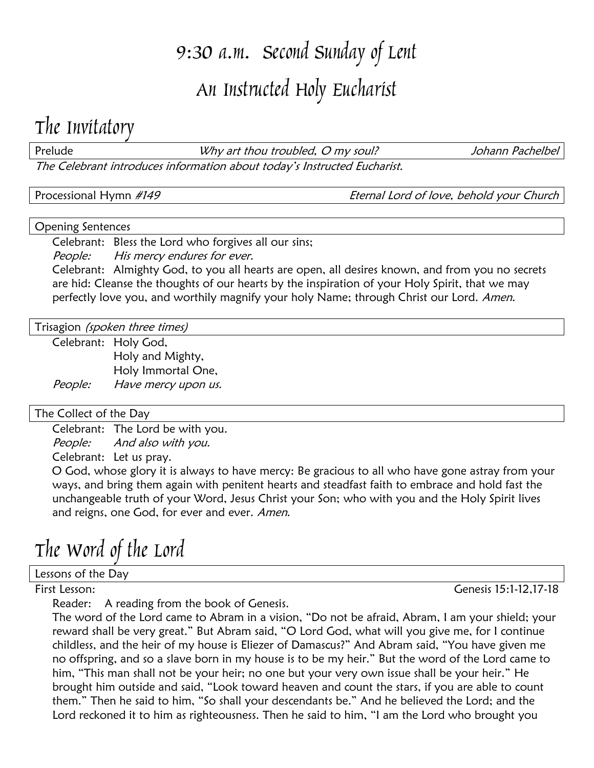# 9:30 a.m. Second Sunday of Lent

# An Instructed Holy Eucharist

## The Invitatory

Prelude — *Why art thou troubled, O my soul?* — *Johann Pachelbel*

*The Celebrant introduces information about today's Instructed Eucharist.*

Processional Hymn *#149* — *Eternal Lord of love, behold your Church*

### Opening Sentences

Celebrant: Bless the Lord who forgives all our sins;
*People: His mercy endures for ever.*

Celebrant: Almighty God, to you all hearts are open, all desires known, and from you no secrets are hid: Cleanse the thoughts of our hearts by the inspiration of your Holy Spirit, that we may perfectly love you, and worthily magnify your holy Name; through Christ our Lord. *Amen.*

### Trisagion *(spoken three times)*

Celebrant: Holy God,
Holy and Mighty,
Holy Immortal One,
*People: Have mercy upon us.*

### The Collect of the Day

Celebrant: The Lord be with you.
*People: And also with you.*
Celebrant: Let us pray.

O God, whose glory it is always to have mercy: Be gracious to all who have gone astray from your ways, and bring them again with penitent hearts and steadfast faith to embrace and hold fast the unchangeable truth of your Word, Jesus Christ your Son; who with you and the Holy Spirit lives and reigns, one God, for ever and ever. *Amen.*

## The Word of the Lord

### Lessons of the Day

First Lesson: Genesis 15:1-12,17-18

Reader: A reading from the book of Genesis.

The word of the Lord came to Abram in a vision, "Do not be afraid, Abram, I am your shield; your reward shall be very great." But Abram said, "O Lord God, what will you give me, for I continue childless, and the heir of my house is Eliezer of Damascus?" And Abram said, "You have given me no offspring, and so a slave born in my house is to be my heir." But the word of the Lord came to him, "This man shall not be your heir; no one but your very own issue shall be your heir." He brought him outside and said, "Look toward heaven and count the stars, if you are able to count them." Then he said to him, "So shall your descendants be." And he believed the Lord; and the Lord reckoned it to him as righteousness. Then he said to him, "I am the Lord who brought you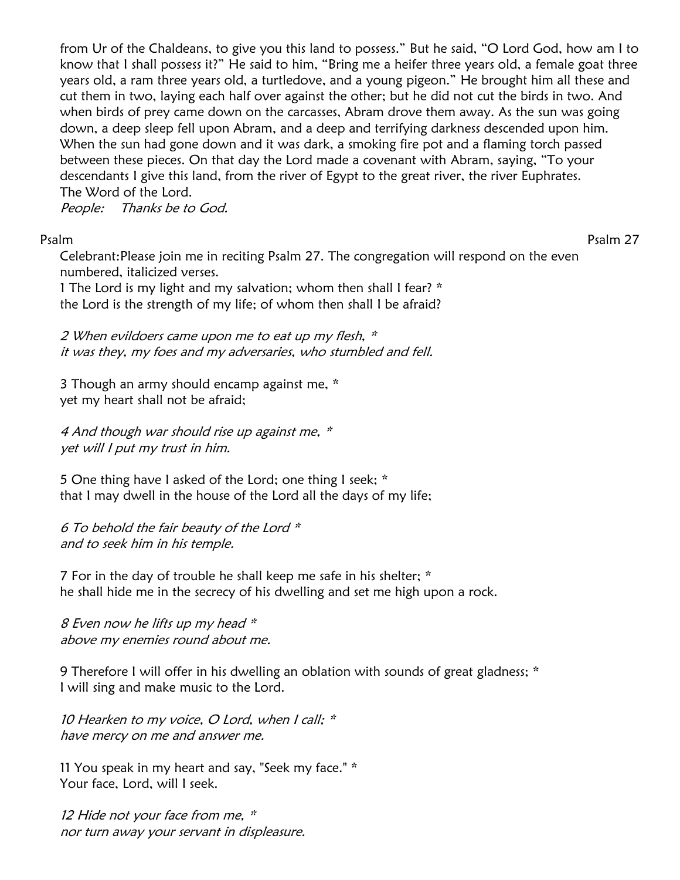from Ur of the Chaldeans, to give you this land to possess." But he said, "O Lord God, how am I to know that I shall possess it?" He said to him, "Bring me a heifer three years old, a female goat three years old, a ram three years old, a turtledove, and a young pigeon." He brought him all these and cut them in two, laying each half over against the other; but he did not cut the birds in two. And when birds of prey came down on the carcasses, Abram drove them away. As the sun was going down, a deep sleep fell upon Abram, and a deep and terrifying darkness descended upon him. When the sun had gone down and it was dark, a smoking fire pot and a flaming torch passed between these pieces. On that day the Lord made a covenant with Abram, saying, "To your descendants I give this land, from the river of Egypt to the great river, the river Euphrates.
The Word of the Lord.
*People: Thanks be to God.*

Psalm — Psalm 27

Celebrant: Please join me in reciting Psalm 27. The congregation will respond on the even numbered, italicized verses.

1 The Lord is my light and my salvation; whom then shall I fear? *
the Lord is the strength of my life; of whom then shall I be afraid?

*2 When evildoers came upon me to eat up my flesh, **
*it was they, my foes and my adversaries, who stumbled and fell.*

3 Though an army should encamp against me, *
yet my heart shall not be afraid;

*4 And though war should rise up against me, **
*yet will I put my trust in him.*

5 One thing have I asked of the Lord; one thing I seek; *
that I may dwell in the house of the Lord all the days of my life;

*6 To behold the fair beauty of the Lord **
*and to seek him in his temple.*

7 For in the day of trouble he shall keep me safe in his shelter; *
he shall hide me in the secrecy of his dwelling and set me high upon a rock.

*8 Even now he lifts up my head **
*above my enemies round about me.*

9 Therefore I will offer in his dwelling an oblation with sounds of great gladness; *
I will sing and make music to the Lord.

*10 Hearken to my voice, O Lord, when I call; **
*have mercy on me and answer me.*

11 You speak in my heart and say, "Seek my face." *
Your face, Lord, will I seek.

*12 Hide not your face from me, **
*nor turn away your servant in displeasure.*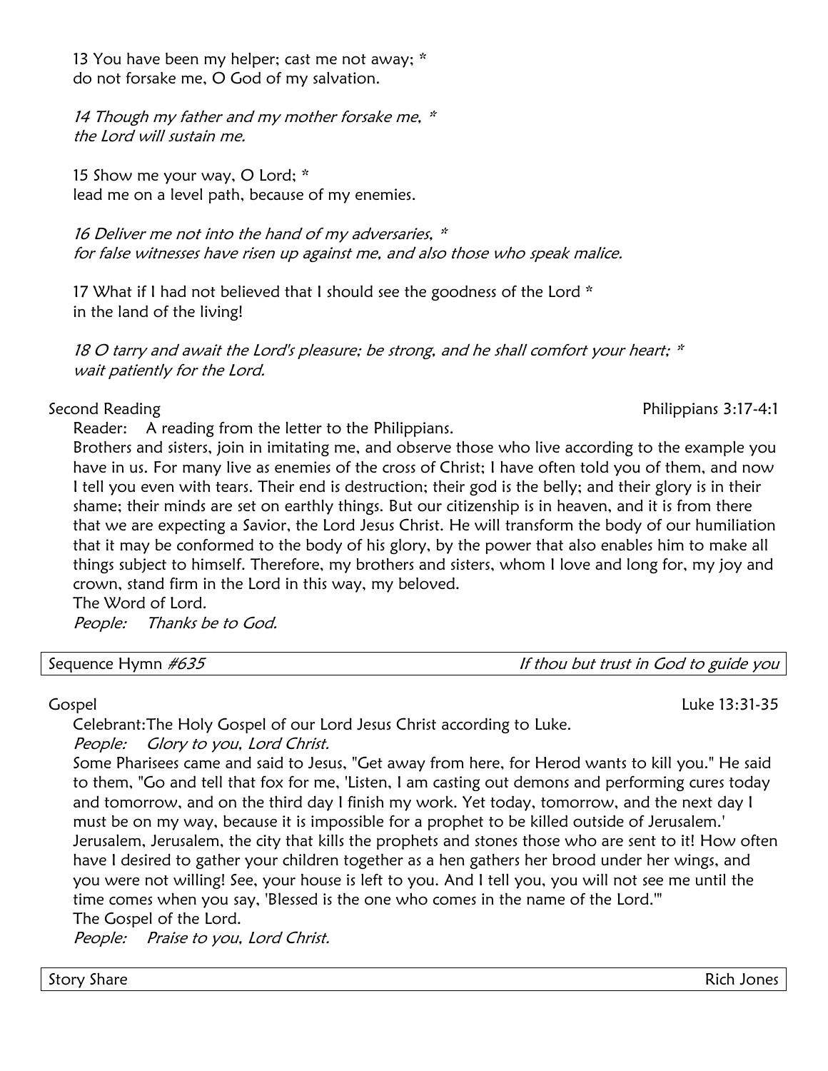13 You have been my helper; cast me not away; *
do not forsake me, O God of my salvation.

*14 Though my father and my mother forsake me, **
*the Lord will sustain me.*

15 Show me your way, O Lord; *
lead me on a level path, because of my enemies.

*16 Deliver me not into the hand of my adversaries, **
*for false witnesses have risen up against me, and also those who speak malice.*

17 What if I had not believed that I should see the goodness of the Lord *
in the land of the living!

*18 O tarry and await the Lord's pleasure; be strong, and he shall comfort your heart; **
*wait patiently for the Lord.*

Second Reading — Philippians 3:17-4:1

Reader: A reading from the letter to the Philippians.

Brothers and sisters, join in imitating me, and observe those who live according to the example you have in us. For many live as enemies of the cross of Christ; I have often told you of them, and now I tell you even with tears. Their end is destruction; their god is the belly; and their glory is in their shame; their minds are set on earthly things. But our citizenship is in heaven, and it is from there that we are expecting a Savior, the Lord Jesus Christ. He will transform the body of our humiliation that it may be conformed to the body of his glory, by the power that also enables him to make all things subject to himself. Therefore, my brothers and sisters, whom I love and long for, my joy and crown, stand firm in the Lord in this way, my beloved.

The Word of Lord.

*People: Thanks be to God.*

Sequence Hymn *#635* — *If thou but trust in God to guide you*

Gospel — Luke 13:31-35

Celebrant: The Holy Gospel of our Lord Jesus Christ according to Luke.

*People: Glory to you, Lord Christ.*

Some Pharisees came and said to Jesus, "Get away from here, for Herod wants to kill you." He said to them, "Go and tell that fox for me, 'Listen, I am casting out demons and performing cures today and tomorrow, and on the third day I finish my work. Yet today, tomorrow, and the next day I must be on my way, because it is impossible for a prophet to be killed outside of Jerusalem.' Jerusalem, Jerusalem, the city that kills the prophets and stones those who are sent to it! How often have I desired to gather your children together as a hen gathers her brood under her wings, and you were not willing! See, your house is left to you. And I tell you, you will not see me until the time comes when you say, 'Blessed is the one who comes in the name of the Lord.'"

The Gospel of the Lord.

*People: Praise to you, Lord Christ.*

Story Share — Rich Jones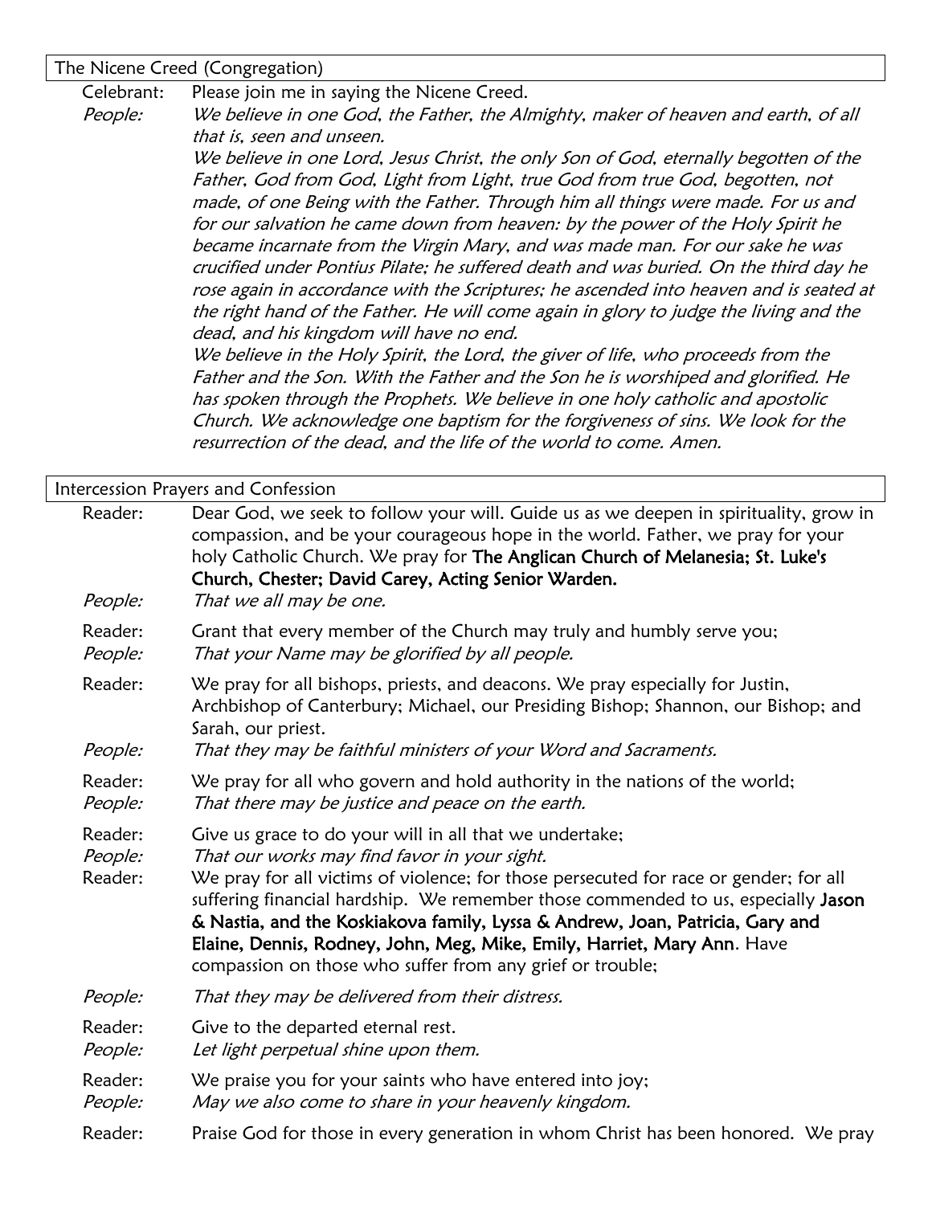## The Nicene Creed (Congregation)

Celebrant: Please join me in saying the Nicene Creed.

*People: We believe in one God, the Father, the Almighty, maker of heaven and earth, of all that is, seen and unseen.*

*We believe in one Lord, Jesus Christ, the only Son of God, eternally begotten of the Father, God from God, Light from Light, true God from true God, begotten, not made, of one Being with the Father. Through him all things were made. For us and for our salvation he came down from heaven: by the power of the Holy Spirit he became incarnate from the Virgin Mary, and was made man. For our sake he was crucified under Pontius Pilate; he suffered death and was buried. On the third day he rose again in accordance with the Scriptures; he ascended into heaven and is seated at the right hand of the Father. He will come again in glory to judge the living and the dead, and his kingdom will have no end.*

*We believe in the Holy Spirit, the Lord, the giver of life, who proceeds from the Father and the Son. With the Father and the Son he is worshiped and glorified. He has spoken through the Prophets. We believe in one holy catholic and apostolic Church. We acknowledge one baptism for the forgiveness of sins. We look for the resurrection of the dead, and the life of the world to come. Amen.*

## Intercession Prayers and Confession

Reader: Dear God, we seek to follow your will. Guide us as we deepen in spirituality, grow in compassion, and be your courageous hope in the world. Father, we pray for your holy Catholic Church. We pray for **The Anglican Church of Melanesia; St. Luke's Church, Chester; David Carey, Acting Senior Warden.**

*People: That we all may be one.*

Reader: Grant that every member of the Church may truly and humbly serve you;

*People: That your Name may be glorified by all people.*

Reader: We pray for all bishops, priests, and deacons. We pray especially for Justin, Archbishop of Canterbury; Michael, our Presiding Bishop; Shannon, our Bishop; and Sarah, our priest.

*People: That they may be faithful ministers of your Word and Sacraments.*

Reader: We pray for all who govern and hold authority in the nations of the world;

*People: That there may be justice and peace on the earth.*

Reader: Give us grace to do your will in all that we undertake;

*People: That our works may find favor in your sight.*

Reader: We pray for all victims of violence; for those persecuted for race or gender; for all suffering financial hardship. We remember those commended to us, especially **Jason & Nastia, and the Koskiakova family, Lyssa & Andrew, Joan, Patricia, Gary and Elaine, Dennis, Rodney, John, Meg, Mike, Emily, Harriet, Mary Ann**. Have compassion on those who suffer from any grief or trouble;

*People: That they may be delivered from their distress.*

Reader: Give to the departed eternal rest.

*People: Let light perpetual shine upon them.*

Reader: We praise you for your saints who have entered into joy;

*People: May we also come to share in your heavenly kingdom.*

Reader: Praise God for those in every generation in whom Christ has been honored. We pray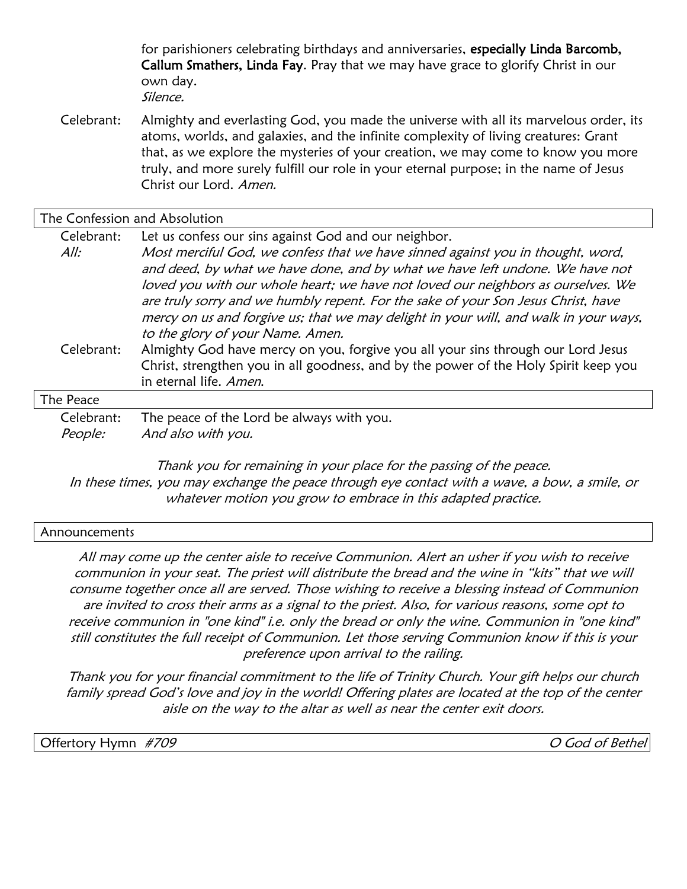for parishioners celebrating birthdays and anniversaries, **especially Linda Barcomb, Callum Smathers, Linda Fay**. Pray that we may have grace to glorify Christ in our own day.
*Silence.*

Celebrant: Almighty and everlasting God, you made the universe with all its marvelous order, its atoms, worlds, and galaxies, and the infinite complexity of living creatures: Grant that, as we explore the mysteries of your creation, we may come to know you more truly, and more surely fulfill our role in your eternal purpose; in the name of Jesus Christ our Lord. *Amen.*

## The Confession and Absolution

Celebrant: Let us confess our sins against God and our neighbor.

*All:* *Most merciful God, we confess that we have sinned against you in thought, word, and deed, by what we have done, and by what we have left undone. We have not loved you with our whole heart; we have not loved our neighbors as ourselves. We are truly sorry and we humbly repent. For the sake of your Son Jesus Christ, have mercy on us and forgive us; that we may delight in your will, and walk in your ways, to the glory of your Name. Amen.*

Celebrant: Almighty God have mercy on you, forgive you all your sins through our Lord Jesus Christ, strengthen you in all goodness, and by the power of the Holy Spirit keep you in eternal life. *Amen.*

## The Peace

Celebrant: The peace of the Lord be always with you.

*People:* *And also with you.*

*Thank you for remaining in your place for the passing of the peace. In these times, you may exchange the peace through eye contact with a wave, a bow, a smile, or whatever motion you grow to embrace in this adapted practice.*

## Announcements

*All may come up the center aisle to receive Communion. Alert an usher if you wish to receive communion in your seat. The priest will distribute the bread and the wine in "kits" that we will consume together once all are served. Those wishing to receive a blessing instead of Communion are invited to cross their arms as a signal to the priest. Also, for various reasons, some opt to receive communion in "one kind" i.e. only the bread or only the wine. Communion in "one kind" still constitutes the full receipt of Communion. Let those serving Communion know if this is your preference upon arrival to the railing.*

*Thank you for your financial commitment to the life of Trinity Church. Your gift helps our church family spread God's love and joy in the world! Offering plates are located at the top of the center aisle on the way to the altar as well as near the center exit doors.*

## Offertory Hymn *#709* — *O God of Bethel*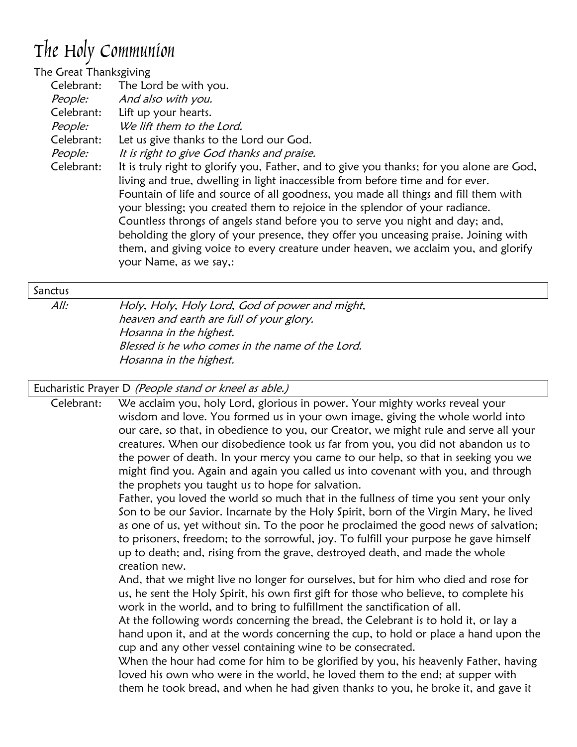# The Holy Communion

The Great Thanksgiving

Celebrant: The Lord be with you.
*People: And also with you.*
Celebrant: Lift up your hearts.
*People: We lift them to the Lord.*
Celebrant: Let us give thanks to the Lord our God.
*People: It is right to give God thanks and praise.*
Celebrant: It is truly right to glorify you, Father, and to give you thanks; for you alone are God, living and true, dwelling in light inaccessible from before time and for ever. Fountain of life and source of all goodness, you made all things and fill them with your blessing; you created them to rejoice in the splendor of your radiance. Countless throngs of angels stand before you to serve you night and day; and, beholding the glory of your presence, they offer you unceasing praise. Joining with them, and giving voice to every creature under heaven, we acclaim you, and glorify your Name, as we say,:

Sanctus

*All: Holy, Holy, Holy Lord, God of power and might,*
*heaven and earth are full of your glory.*
*Hosanna in the highest.*
*Blessed is he who comes in the name of the Lord.*
*Hosanna in the highest.*

Eucharistic Prayer D *(People stand or kneel as able.)*

Celebrant: We acclaim you, holy Lord, glorious in power. Your mighty works reveal your wisdom and love. You formed us in your own image, giving the whole world into our care, so that, in obedience to you, our Creator, we might rule and serve all your creatures. When our disobedience took us far from you, you did not abandon us to the power of death. In your mercy you came to our help, so that in seeking you we might find you. Again and again you called us into covenant with you, and through the prophets you taught us to hope for salvation.

Father, you loved the world so much that in the fullness of time you sent your only Son to be our Savior. Incarnate by the Holy Spirit, born of the Virgin Mary, he lived as one of us, yet without sin. To the poor he proclaimed the good news of salvation; to prisoners, freedom; to the sorrowful, joy. To fulfill your purpose he gave himself up to death; and, rising from the grave, destroyed death, and made the whole creation new.

And, that we might live no longer for ourselves, but for him who died and rose for us, he sent the Holy Spirit, his own first gift for those who believe, to complete his work in the world, and to bring to fulfillment the sanctification of all.

At the following words concerning the bread, the Celebrant is to hold it, or lay a hand upon it, and at the words concerning the cup, to hold or place a hand upon the cup and any other vessel containing wine to be consecrated.

When the hour had come for him to be glorified by you, his heavenly Father, having loved his own who were in the world, he loved them to the end; at supper with them he took bread, and when he had given thanks to you, he broke it, and gave it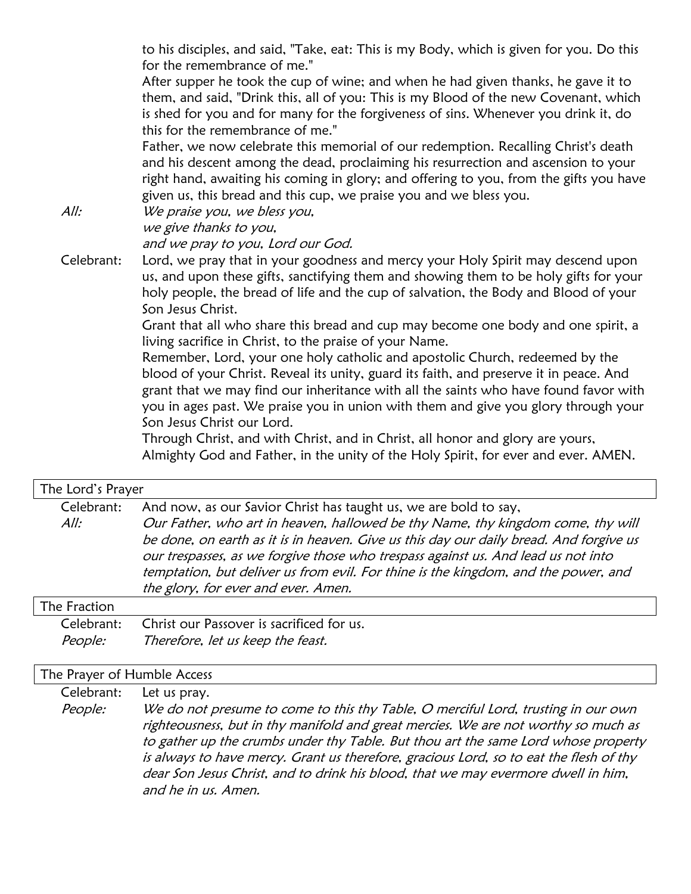to his disciples, and said, "Take, eat: This is my Body, which is given for you. Do this for the remembrance of me."

After supper he took the cup of wine; and when he had given thanks, he gave it to them, and said, "Drink this, all of you: This is my Blood of the new Covenant, which is shed for you and for many for the forgiveness of sins. Whenever you drink it, do this for the remembrance of me."

Father, we now celebrate this memorial of our redemption. Recalling Christ's death and his descent among the dead, proclaiming his resurrection and ascension to your right hand, awaiting his coming in glory; and offering to you, from the gifts you have given us, this bread and this cup, we praise you and we bless you.

*All:* *We praise you, we bless you,*
*we give thanks to you,*
*and we pray to you, Lord our God.*

Celebrant: Lord, we pray that in your goodness and mercy your Holy Spirit may descend upon us, and upon these gifts, sanctifying them and showing them to be holy gifts for your holy people, the bread of life and the cup of salvation, the Body and Blood of your Son Jesus Christ.

Grant that all who share this bread and cup may become one body and one spirit, a living sacrifice in Christ, to the praise of your Name.

Remember, Lord, your one holy catholic and apostolic Church, redeemed by the blood of your Christ. Reveal its unity, guard its faith, and preserve it in peace. And grant that we may find our inheritance with all the saints who have found favor with you in ages past. We praise you in union with them and give you glory through your Son Jesus Christ our Lord.

Through Christ, and with Christ, and in Christ, all honor and glory are yours, Almighty God and Father, in the unity of the Holy Spirit, for ever and ever. AMEN.

## The Lord's Prayer

Celebrant: And now, as our Savior Christ has taught us, we are bold to say,

*All:* *Our Father, who art in heaven, hallowed be thy Name, thy kingdom come, thy will be done, on earth as it is in heaven. Give us this day our daily bread. And forgive us our trespasses, as we forgive those who trespass against us. And lead us not into temptation, but deliver us from evil. For thine is the kingdom, and the power, and the glory, for ever and ever. Amen.*

## The Fraction

Celebrant: Christ our Passover is sacrificed for us.

*People:* *Therefore, let us keep the feast.*

## The Prayer of Humble Access

Celebrant: Let us pray.

*People:* *We do not presume to come to this thy Table, O merciful Lord, trusting in our own righteousness, but in thy manifold and great mercies. We are not worthy so much as to gather up the crumbs under thy Table. But thou art the same Lord whose property is always to have mercy. Grant us therefore, gracious Lord, so to eat the flesh of thy dear Son Jesus Christ, and to drink his blood, that we may evermore dwell in him, and he in us. Amen.*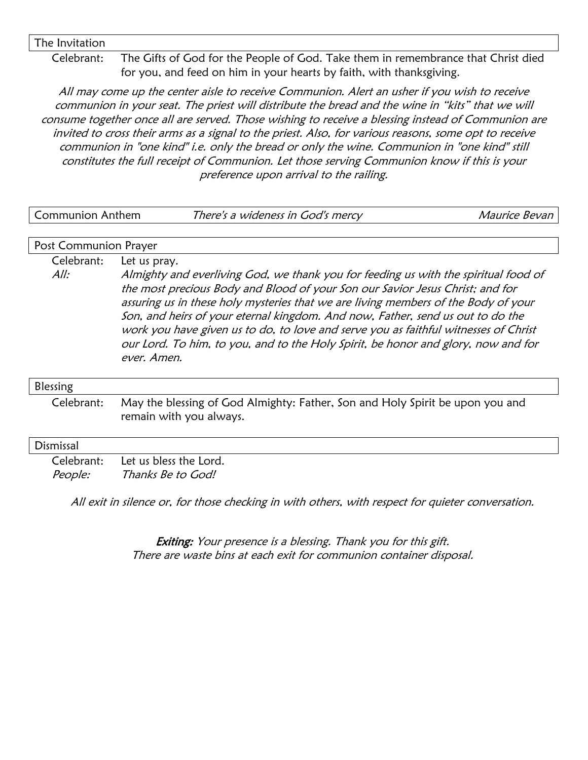## The Invitation

Celebrant: The Gifts of God for the People of God. Take them in remembrance that Christ died for you, and feed on him in your hearts by faith, with thanksgiving.

*All may come up the center aisle to receive Communion. Alert an usher if you wish to receive communion in your seat. The priest will distribute the bread and the wine in "kits" that we will consume together once all are served. Those wishing to receive a blessing instead of Communion are invited to cross their arms as a signal to the priest. Also, for various reasons, some opt to receive communion in "one kind" i.e. only the bread or only the wine. Communion in "one kind" still constitutes the full receipt of Communion. Let those serving Communion know if this is your preference upon arrival to the railing.*

## Communion Anthem — *There's a wideness in God's mercy* — *Maurice Bevan*

## Post Communion Prayer

Celebrant: Let us pray.

*All:* *Almighty and everliving God, we thank you for feeding us with the spiritual food of the most precious Body and Blood of your Son our Savior Jesus Christ; and for assuring us in these holy mysteries that we are living members of the Body of your Son, and heirs of your eternal kingdom. And now, Father, send us out to do the work you have given us to do, to love and serve you as faithful witnesses of Christ our Lord. To him, to you, and to the Holy Spirit, be honor and glory, now and for ever. Amen.*

## Blessing

Celebrant: May the blessing of God Almighty: Father, Son and Holy Spirit be upon you and remain with you always.

## Dismissal

Celebrant: Let us bless the Lord.

*People:* *Thanks Be to God!*

*All exit in silence or, for those checking in with others, with respect for quieter conversation.*

***Exiting:*** *Your presence is a blessing. Thank you for this gift.*
*There are waste bins at each exit for communion container disposal.*